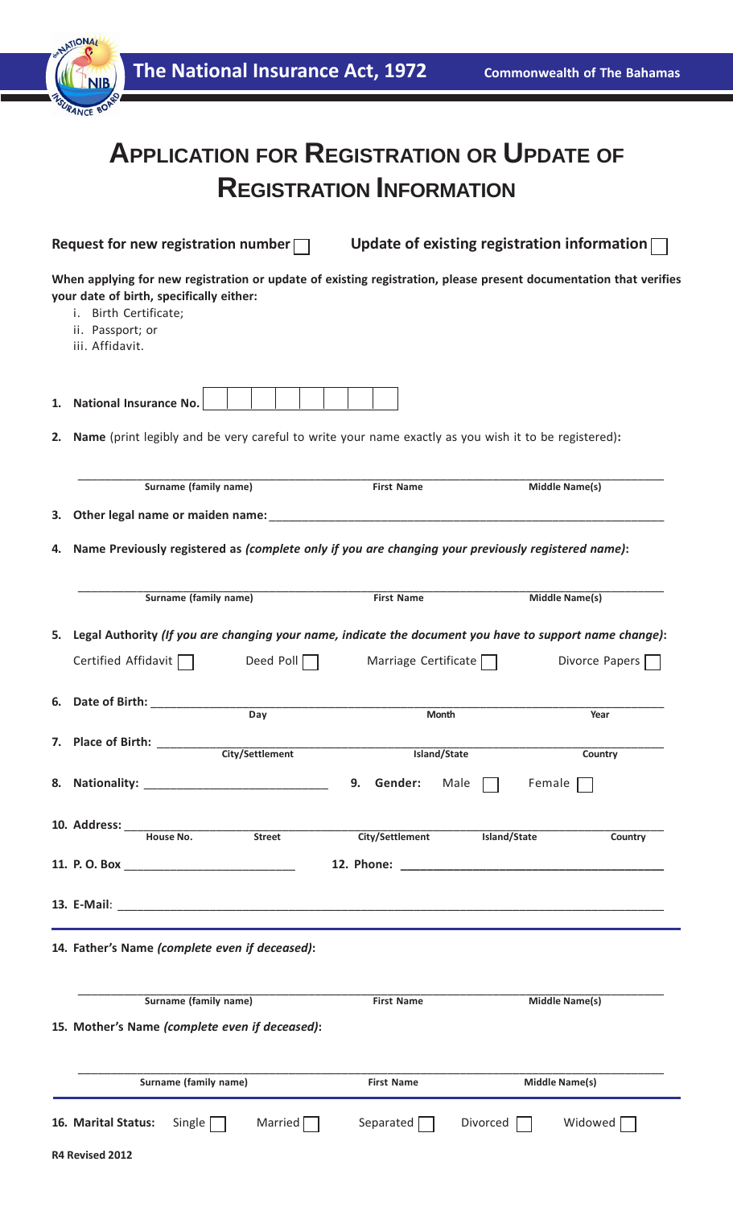The National Insurance Act, 1972

Commonwealth of The Bahamas

# Application for Registration or Update of Registration Information

**Request for new registration number** ☐ **Update of existing registration information** ☐

**When applying for new registration or update of existing registration, please present documentation that verifies your date of birth, specifically either:**

i. Birth Certificate;
ii. Passport; or
iii. Affidavit.

**1. National Insurance No.** | | | | | | | | |

**2. Name** (print legibly and be very careful to write your name exactly as you wish it to be registered)**:**

| Surname (family name) | First Name | Middle Name(s) |
|---|---|---|
| | | |

**3. Other legal name or maiden name:** ____________________

**4. Name Previously registered as** ***(complete only if you are changing your previously registered name)*****:**

| Surname (family name) | First Name | Middle Name(s) |
|---|---|---|
| | | |

**5. Legal Authority** ***(If you are changing your name, indicate the document you have to support name change)*****:**

Certified Affidavit ☐ Deed Poll ☐ Marriage Certificate ☐ Divorce Papers ☐

**6. Date of Birth:**

| Day | Month | Year |
|---|---|---|
| | | |

**7. Place of Birth:**

| City/Settlement | Island/State | Country |
|---|---|---|
| | | |

**8. Nationality:** ____________________ **9. Gender:** Male ☐ Female ☐

**10. Address:**

| House No. | Street | City/Settlement | Island/State | Country |
|---|---|---|---|---|
| | | | | |

**11. P. O. Box** ____________________ **12. Phone:** ____________________

**13. E-Mail**: ____________________

**14. Father's Name** ***(complete even if deceased)*****:**

| Surname (family name) | First Name | Middle Name(s) |
|---|---|---|
| | | |

**15. Mother's Name** ***(complete even if deceased)*****:**

| Surname (family name) | First Name | Middle Name(s) |
|---|---|---|
| | | |

**16. Marital Status:** Single ☐ Married ☐ Separated ☐ Divorced ☐ Widowed ☐

**R4 Revised 2012**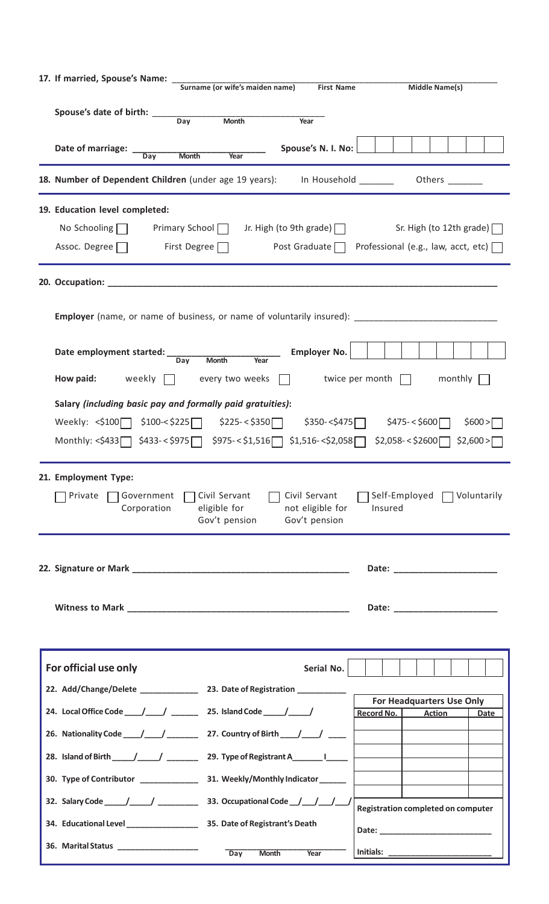**17. If married, Spouse's Name:** \_\_\_\_\_\_\_\_\_\_\_\_\_\_\_\_\_\_\_\_\_\_\_\_\_\_\_\_\_\_\_\_\_\_\_\_\_\_\_\_\_\_\_\_\_\_\_\_\_\_\_\_\_\_\_\_\_\_\_\_\_\_\_\_\_\_\_
Surname (or wife's maiden name) First Name Middle Name(s)

**Spouse's date of birth:** \_\_\_\_\_\_\_\_\_\_\_\_\_\_\_\_\_\_\_\_\_\_\_\_\_\_\_\_\_\_\_\_\_\_\_\_
Day Month Year

**Date of marriage:** \_\_\_\_\_\_\_\_\_\_\_\_\_\_\_\_\_\_\_\_\_\_\_\_\_\_\_\_ **Spouse's N. I. No:** ☐☐☐☐☐☐☐☐☐
Day Month Year

**18. Number of Dependent Children** (under age 19 years): In Household \_\_\_\_\_\_\_ Others \_\_\_\_\_\_\_

**19. Education level completed:**

No Schooling ☐ Primary School ☐ Jr. High (to 9th grade) ☐ Sr. High (to 12th grade) ☐
Assoc. Degree ☐ First Degree ☐ Post Graduate ☐ Professional (e.g., law, acct, etc) ☐

**20. Occupation:** \_\_\_\_\_\_\_\_\_\_\_\_\_\_\_\_\_\_\_\_\_\_\_\_\_\_\_\_\_\_\_\_\_\_\_\_\_\_\_\_\_\_\_\_\_\_\_\_\_\_\_\_\_\_\_\_\_\_\_\_\_\_\_\_\_\_\_\_\_\_\_\_\_\_\_\_\_\_\_\_\_\_

**Employer** (name, or name of business, or name of voluntarily insured): \_\_\_\_\_\_\_\_\_\_\_\_\_\_\_\_\_\_\_\_\_\_\_\_\_\_\_\_

**Date employment started:** \_\_\_\_\_\_\_\_\_\_\_\_\_\_\_\_\_\_\_\_\_\_\_\_ **Employer No.** ☐☐☐☐☐☐☐☐☐
Day Month Year

**How paid:** weekly ☐ every two weeks ☐ twice per month ☐ monthly ☐

**Salary** ***(including basic pay and formally paid gratuities)*****:**

Weekly: <$100 ☐ $100-<$225 ☐ $225-<$350 ☐ $350-<$475 ☐ $475-<$600 ☐ $600> ☐
Monthly: <$433 ☐ $433-<$975 ☐ $975-<$1,516 ☐ $1,516-<$2,058 ☐ $2,058-<$2600 ☐ $2,600> ☐

**21. Employment Type:**

☐ Private ☐ Government Corporation ☐ Civil Servant eligible for Gov't pension ☐ Civil Servant not eligible for Gov't pension ☐ Self-Employed ☐ Voluntarily Insured

**22. Signature or Mark** \_\_\_\_\_\_\_\_\_\_\_\_\_\_\_\_\_\_\_\_\_\_\_\_\_\_\_\_\_\_\_\_\_\_\_\_\_\_\_\_\_\_\_\_ **Date:** \_\_\_\_\_\_\_\_\_\_\_\_\_\_\_\_\_\_\_\_\_

**Witness to Mark** \_\_\_\_\_\_\_\_\_\_\_\_\_\_\_\_\_\_\_\_\_\_\_\_\_\_\_\_\_\_\_\_\_\_\_\_\_\_\_\_\_\_\_\_ **Date:** \_\_\_\_\_\_\_\_\_\_\_\_\_\_\_\_\_\_\_\_\_

## For official use only

**Serial No.** ☐☐☐☐☐☐☐☐☐

**22. Add/Change/Delete** \_\_\_\_\_\_\_\_\_\_\_\_\_ **23. Date of Registration** \_\_\_\_\_\_\_\_\_\_\_

**24. Local Office Code** \_\_\_\_/\_\_\_\_/ \_\_\_\_\_\_ **25. Island Code** \_\_\_\_\_/\_\_\_\_\_/

**26. Nationality Code** \_\_\_\_/\_\_\_\_/ \_\_\_\_\_\_\_ **27. Country of Birth** \_\_\_\_/\_\_\_\_/ \_\_\_\_

**28. Island of Birth** \_\_\_\_\_/\_\_\_\_\_/ \_\_\_\_\_\_\_ **29. Type of Registrant A**\_\_\_\_\_\_\_**I**\_\_\_\_\_

**30. Type of Contributor** \_\_\_\_\_\_\_\_\_\_\_\_\_ **31. Weekly/Monthly Indicator** \_\_\_\_\_\_

**32. Salary Code** \_\_\_\_\_/\_\_\_\_\_/ \_\_\_\_\_\_\_\_\_ **33. Occupational Code** \_\_/\_\_\_/\_\_\_/\_\_\_/

**34. Educational Level** \_\_\_\_\_\_\_\_\_\_\_\_\_\_\_\_ **35. Date of Registrant's Death**

**36. Marital Status** \_\_\_\_\_\_\_\_\_\_\_\_\_\_\_\_\_\_ \_\_\_\_\_\_\_\_\_\_\_\_\_\_\_\_\_\_\_\_\_\_\_\_\_\_
Day Month Year

**For Headquarters Use Only**

| Record No. | Action | Date |
|---|---|---|
| | | |
| | | |
| | | |
| | | |
| | | |

**Registration completed on computer**

**Date:** \_\_\_\_\_\_\_\_\_\_\_\_\_\_\_\_\_\_\_\_\_\_\_\_

**Initials:** \_\_\_\_\_\_\_\_\_\_\_\_\_\_\_\_\_\_\_\_\_\_\_